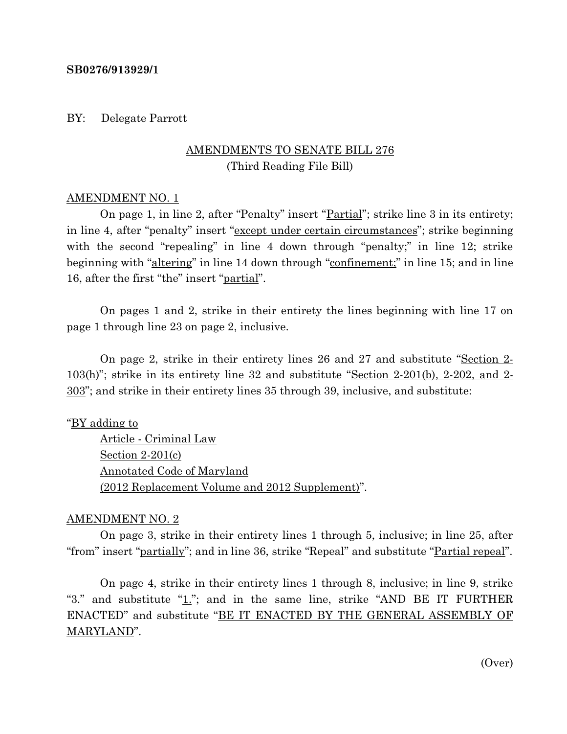**SB0276/913929/1**

BY: Delegate Parrott

AMENDMENTS TO SENATE BILL 276
(Third Reading File Bill)

AMENDMENT NO. 1

On page 1, in line 2, after "Penalty" insert "Partial"; strike line 3 in its entirety; in line 4, after "penalty" insert "except under certain circumstances"; strike beginning with the second "repealing" in line 4 down through "penalty;" in line 12; strike beginning with "altering" in line 14 down through "confinement;" in line 15; and in line 16, after the first "the" insert "partial".

On pages 1 and 2, strike in their entirety the lines beginning with line 17 on page 1 through line 23 on page 2, inclusive.

On page 2, strike in their entirety lines 26 and 27 and substitute "Section 2-103(h)"; strike in its entirety line 32 and substitute "Section 2-201(b), 2-202, and 2-303"; and strike in their entirety lines 35 through 39, inclusive, and substitute:

"BY adding to
Article - Criminal Law
Section 2-201(c)
Annotated Code of Maryland
(2012 Replacement Volume and 2012 Supplement)".

AMENDMENT NO. 2

On page 3, strike in their entirety lines 1 through 5, inclusive; in line 25, after "from" insert "partially"; and in line 36, strike "Repeal" and substitute "Partial repeal".

On page 4, strike in their entirety lines 1 through 8, inclusive; in line 9, strike "3." and substitute "1."; and in the same line, strike "AND BE IT FURTHER ENACTED" and substitute "BE IT ENACTED BY THE GENERAL ASSEMBLY OF MARYLAND".

(Over)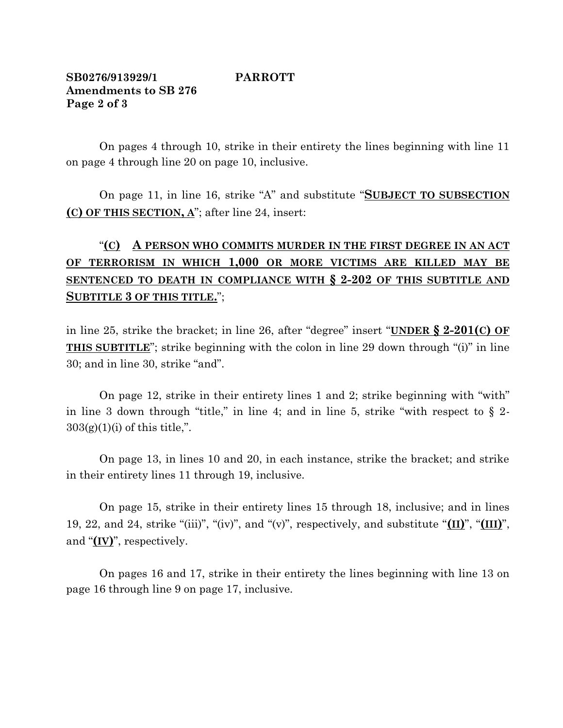On pages 4 through 10, strike in their entirety the lines beginning with line 11 on page 4 through line 20 on page 10, inclusive.

On page 11, in line 16, strike "A" and substitute "**<u>SUBJECT TO SUBSECTION (C) OF THIS SECTION, A</u>**"; after line 24, insert:

"**<u>(C) A PERSON WHO COMMITS MURDER IN THE FIRST DEGREE IN AN ACT OF TERRORISM IN WHICH 1,000 OR MORE VICTIMS ARE KILLED MAY BE SENTENCED TO DEATH IN COMPLIANCE WITH § 2-202 OF THIS SUBTITLE AND SUBTITLE 3 OF THIS TITLE.</u>**";

in line 25, strike the bracket; in line 26, after "degree" insert "**<u>UNDER § 2-201(C) OF THIS SUBTITLE</u>**"; strike beginning with the colon in line 29 down through "(i)" in line 30; and in line 30, strike "and".

On page 12, strike in their entirety lines 1 and 2; strike beginning with "with" in line 3 down through "title," in line 4; and in line 5, strike "with respect to § 2-303(g)(1)(i) of this title,".

On page 13, in lines 10 and 20, in each instance, strike the bracket; and strike in their entirety lines 11 through 19, inclusive.

On page 15, strike in their entirety lines 15 through 18, inclusive; and in lines 19, 22, and 24, strike "(iii)", "(iv)", and "(v)", respectively, and substitute "**<u>(II)</u>**", "**<u>(III)</u>**", and "**<u>(IV)</u>**", respectively.

On pages 16 and 17, strike in their entirety the lines beginning with line 13 on page 16 through line 9 on page 17, inclusive.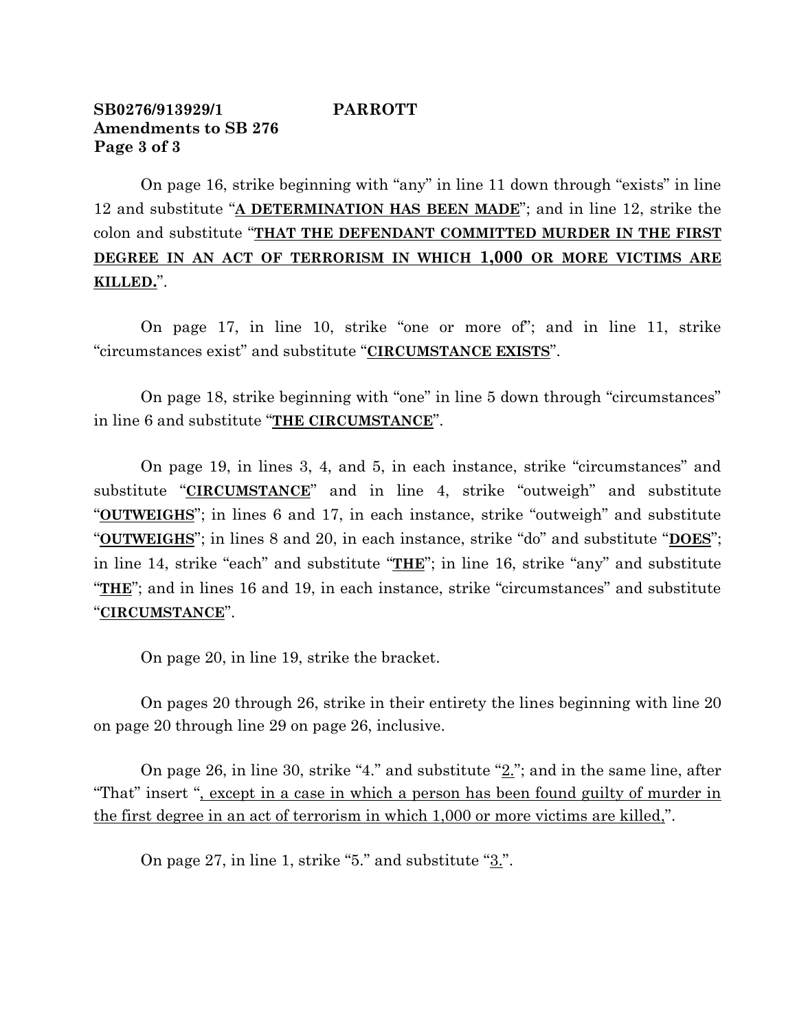**SB0276/913929/1 PARROTT**
**Amendments to SB 276**

On page 16, strike beginning with "any" in line 11 down through "exists" in line 12 and substitute "**A DETERMINATION HAS BEEN MADE**"; and in line 12, strike the colon and substitute "**THAT THE DEFENDANT COMMITTED MURDER IN THE FIRST DEGREE IN AN ACT OF TERRORISM IN WHICH 1,000 OR MORE VICTIMS ARE KILLED.**".

On page 17, in line 10, strike "one or more of"; and in line 11, strike "circumstances exist" and substitute "**CIRCUMSTANCE EXISTS**".

On page 18, strike beginning with "one" in line 5 down through "circumstances" in line 6 and substitute "**THE CIRCUMSTANCE**".

On page 19, in lines 3, 4, and 5, in each instance, strike "circumstances" and substitute "**CIRCUMSTANCE**" and in line 4, strike "outweigh" and substitute "**OUTWEIGHS**"; in lines 6 and 17, in each instance, strike "outweigh" and substitute "**OUTWEIGHS**"; in lines 8 and 20, in each instance, strike "do" and substitute "**DOES**"; in line 14, strike "each" and substitute "**THE**"; in line 16, strike "any" and substitute "**THE**"; and in lines 16 and 19, in each instance, strike "circumstances" and substitute "**CIRCUMSTANCE**".

On page 20, in line 19, strike the bracket.

On pages 20 through 26, strike in their entirety the lines beginning with line 20 on page 20 through line 29 on page 26, inclusive.

On page 26, in line 30, strike "4." and substitute "2."; and in the same line, after "That" insert ", except in a case in which a person has been found guilty of murder in the first degree in an act of terrorism in which 1,000 or more victims are killed,".

On page 27, in line 1, strike "5." and substitute "3.".